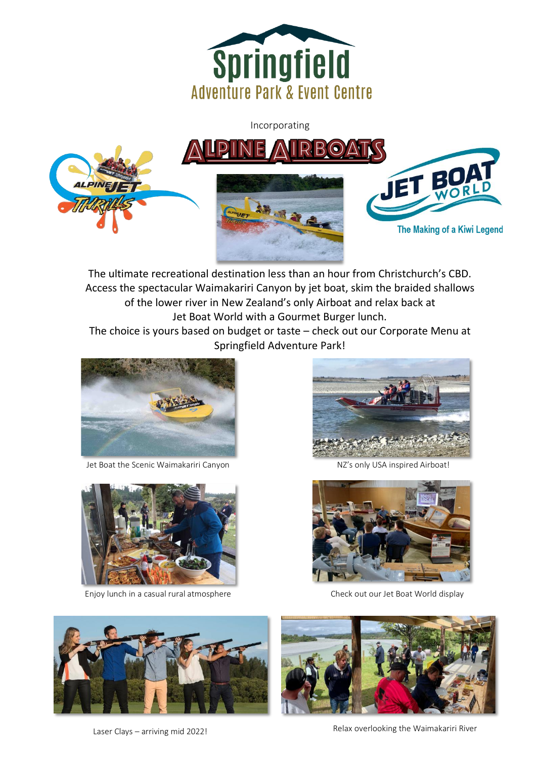# Springfield

## Adventure Park & Event Centre

Incorporating

ALPINE AIRBOATS

ALPINE JET THRILLS

JET BOAT WORLD

The Making of a Kiwi Legend

The ultimate recreational destination less than an hour from Christchurch's CBD. Access the spectacular Waimakariri Canyon by jet boat, skim the braided shallows of the lower river in New Zealand's only Airboat and relax back at Jet Boat World with a Gourmet Burger lunch.

The choice is yours based on budget or taste – check out our Corporate Menu at Springfield Adventure Park!

Jet Boat the Scenic Waimakariri Canyon

NZ's only USA inspired Airboat!

Enjoy lunch in a casual rural atmosphere

Check out our Jet Boat World display

Laser Clays – arriving mid 2022!

Relax overlooking the Waimakariri River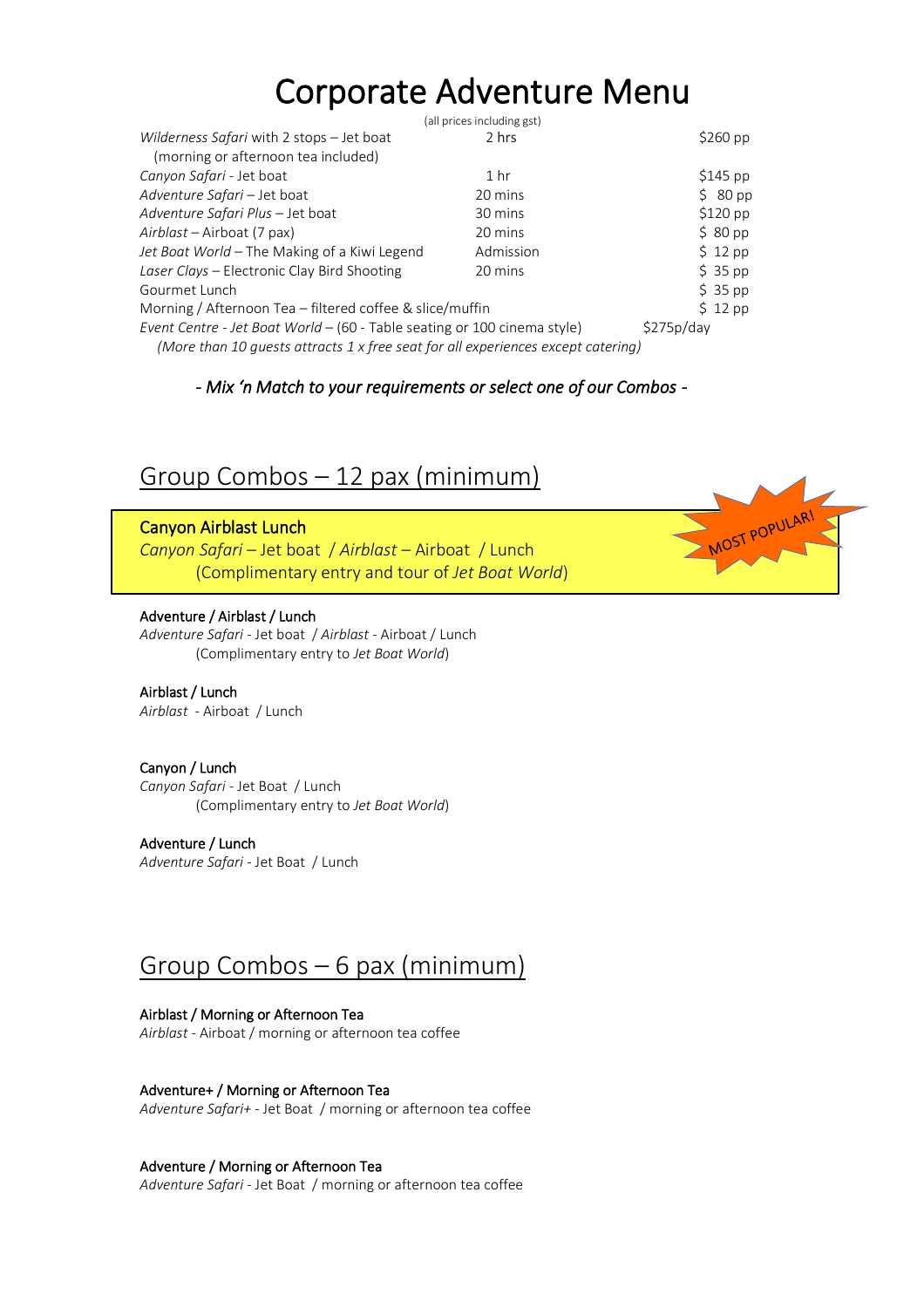# Corporate Adventure Menu

(all prices including gst)

| | | |
|---|---|---|
| *Wilderness Safari* with 2 stops – Jet boat (morning or afternoon tea included) | 2 hrs | $260 pp |
| *Canyon Safari* - Jet boat | 1 hr | $145 pp |
| *Adventure Safari* – Jet boat | 20 mins | $ 80 pp |
| *Adventure Safari Plus* – Jet boat | 30 mins | $120 pp |
| *Airblast* – Airboat (7 pax) | 20 mins | $ 80 pp |
| *Jet Boat World* – The Making of a Kiwi Legend | Admission | $ 12 pp |
| Laser Clays – Electronic Clay Bird Shooting | 20 mins | $ 35 pp |
| Gourmet Lunch | | $ 35 pp |
| Morning / Afternoon Tea – filtered coffee & slice/muffin | | $ 12 pp |
| *Event Centre - Jet Boat World* – (60 - Table seating or 100 cinema style) | | $275p/day |

*(More than 10 guests attracts 1 x free seat for all experiences except catering)*

*- Mix 'n Match to your requirements or select one of our Combos -*

## Group Combos – 12 pax (minimum)

**Canyon Airblast Lunch** — MOST POPULAR!
*Canyon Safari* – Jet boat / *Airblast* – Airboat / Lunch
(Complimentary entry and tour of *Jet Boat World*)

**Adventure / Airblast / Lunch**
*Adventure Safari* - Jet boat / *Airblast* - Airboat / Lunch
(Complimentary entry to *Jet Boat World*)

**Airblast / Lunch**
*Airblast* - Airboat / Lunch

**Canyon / Lunch**
*Canyon Safari* - Jet Boat / Lunch
(Complimentary entry to *Jet Boat World*)

**Adventure / Lunch**
*Adventure Safari* - Jet Boat / Lunch

## Group Combos – 6 pax (minimum)

**Airblast / Morning or Afternoon Tea**
*Airblast* - Airboat / morning or afternoon tea coffee

**Adventure+ / Morning or Afternoon Tea**
*Adventure Safari+* - Jet Boat / morning or afternoon tea coffee

**Adventure / Morning or Afternoon Tea**
*Adventure Safari* - Jet Boat / morning or afternoon tea coffee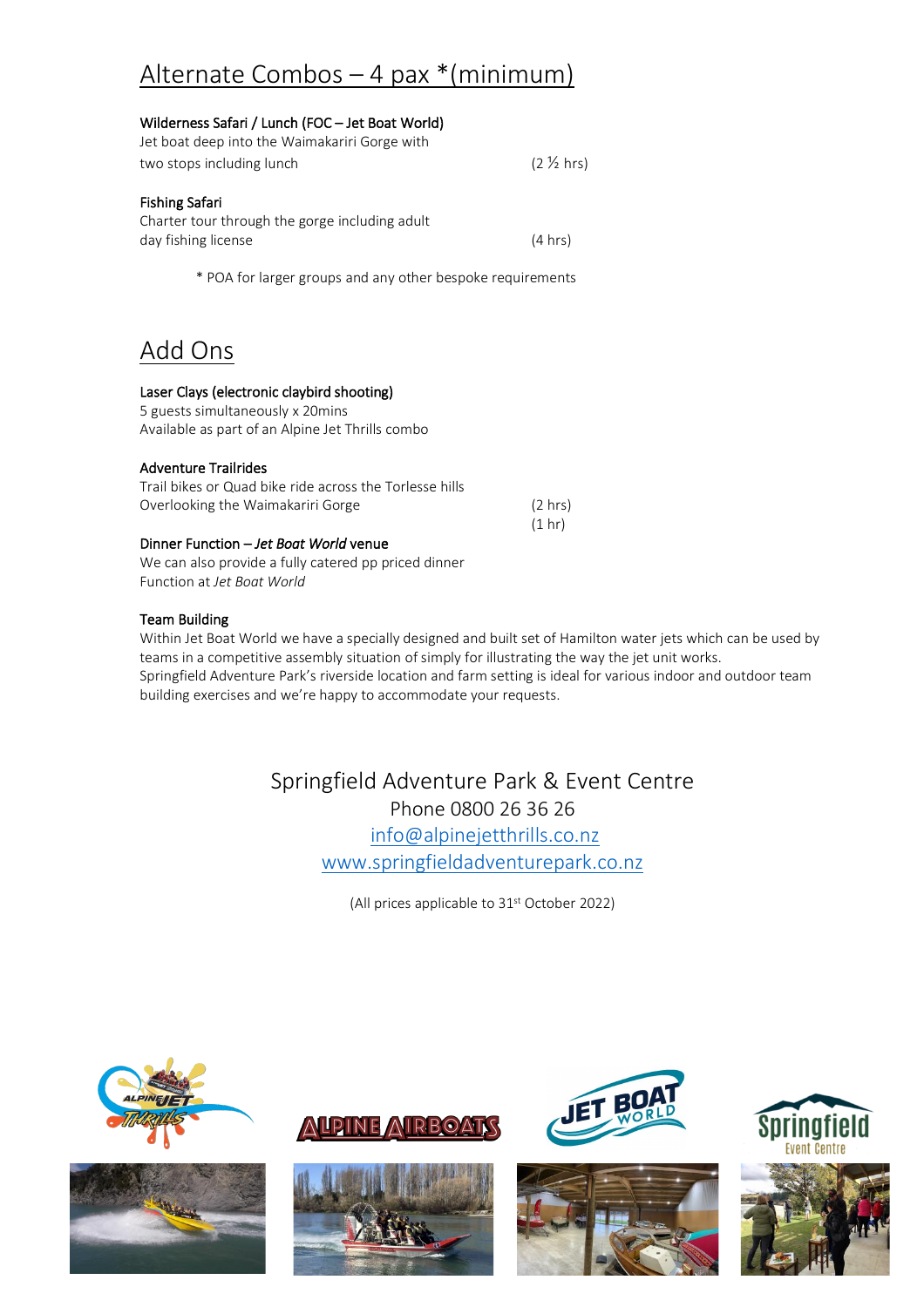## Alternate Combos – 4 pax *(minimum)

**Wilderness Safari / Lunch (FOC – Jet Boat World)**
Jet boat deep into the Waimakariri Gorge with
two stops including lunch (2 ½ hrs)

**Fishing Safari**
Charter tour through the gorge including adult
day fishing license (4 hrs)

* POA for larger groups and any other bespoke requirements

## Add Ons

**Laser Clays (electronic claybird shooting)**
5 guests simultaneously x 20mins
Available as part of an Alpine Jet Thrills combo

**Adventure Trailrides**
Trail bikes or Quad bike ride across the Torlesse hills
Overlooking the Waimakariri Gorge (2 hrs)
(1 hr)

**Dinner Function – *Jet Boat World* venue**
We can also provide a fully catered pp priced dinner
Function at *Jet Boat World*

**Team Building**
Within Jet Boat World we have a specially designed and built set of Hamilton water jets which can be used by teams in a competitive assembly situation of simply for illustrating the way the jet unit works.
Springfield Adventure Park's riverside location and farm setting is ideal for various indoor and outdoor team building exercises and we're happy to accommodate your requests.

Springfield Adventure Park & Event Centre
Phone 0800 26 36 26
info@alpinejetthrills.co.nz
www.springfieldadventurepark.co.nz

(All prices applicable to 31st October 2022)